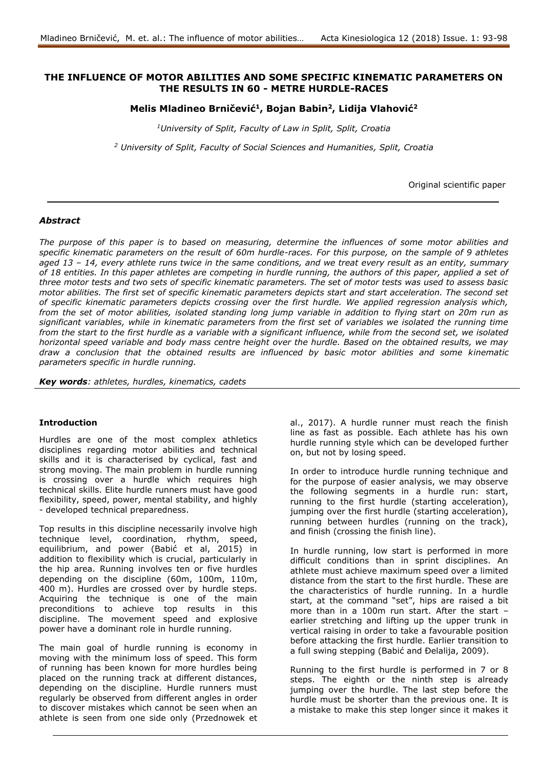# THE INFLUENCE OF MOTOR ABILITIES AND SOME SPECIFIC KINEMATIC PARAMETERS ON THE RESULTS IN 60 - METRE HURDLE-RACES

**Melis Mladineo Brničević[1], Bojan Babin[2], Lidija Vlahović[2]**

*[1]University of Split, Faculty of Law in Split, Split, Croatia*

*[2] University of Split, Faculty of Social Sciences and Humanities, Split, Croatia*

Original scientific paper

### *Abstract*

*The purpose of this paper is to based on measuring, determine the influences of some motor abilities and specific kinematic parameters on the result of 60m hurdle-races. For this purpose, on the sample of 9 athletes aged 13 – 14, every athlete runs twice in the same conditions, and we treat every result as an entity, summary of 18 entities. In this paper athletes are competing in hurdle running, the authors of this paper, applied a set of three motor tests and two sets of specific kinematic parameters. The set of motor tests was used to assess basic motor abilities. The first set of specific kinematic parameters depicts start and start acceleration. The second set of specific kinematic parameters depicts crossing over the first hurdle. We applied regression analysis which, from the set of motor abilities, isolated standing long jump variable in addition to flying start on 20m run as significant variables, while in kinematic parameters from the first set of variables we isolated the running time from the start to the first hurdle as a variable with a significant influence, while from the second set, we isolated horizontal speed variable and body mass centre height over the hurdle. Based on the obtained results, we may draw a conclusion that the obtained results are influenced by basic motor abilities and some kinematic parameters specific in hurdle running.*

***Key words****: athletes, hurdles, kinematics, cadets*

## Introduction

Hurdles are one of the most complex athletics disciplines regarding motor abilities and technical skills and it is characterised by cyclical, fast and strong moving. The main problem in hurdle running is crossing over a hurdle which requires high technical skills. Elite hurdle runners must have good flexibility, speed, power, mental stability, and highly - developed technical preparedness.

Top results in this discipline necessarily involve high technique level, coordination, rhythm, speed, equilibrium, and power (Babić et al, 2015) in addition to flexibility which is crucial, particularly in the hip area. Running involves ten or five hurdles depending on the discipline (60m, 100m, 110m, 400 m). Hurdles are crossed over by hurdle steps. Acquiring the technique is one of the main preconditions to achieve top results in this discipline. The movement speed and explosive power have a dominant role in hurdle running.

The main goal of hurdle running is economy in moving with the minimum loss of speed. This form of running has been known for more hurdles being placed on the running track at different distances, depending on the discipline. Hurdle runners must regularly be observed from different angles in order to discover mistakes which cannot be seen when an athlete is seen from one side only (Przednowek et al., 2017). A hurdle runner must reach the finish line as fast as possible. Each athlete has his own hurdle running style which can be developed further on, but not by losing speed.

In order to introduce hurdle running technique and for the purpose of easier analysis, we may observe the following segments in a hurdle run: start, running to the first hurdle (starting acceleration), jumping over the first hurdle (starting acceleration), running between hurdles (running on the track), and finish (crossing the finish line).

In hurdle running, low start is performed in more difficult conditions than in sprint disciplines. An athlete must achieve maximum speed over a limited distance from the start to the first hurdle. These are the characteristics of hurdle running. In a hurdle start, at the command "set", hips are raised a bit more than in a 100m run start. After the start – earlier stretching and lifting up the upper trunk in vertical raising in order to take a favourable position before attacking the first hurdle. Earlier transition to a full swing stepping (Babić and Đelalija, 2009).

Running to the first hurdle is performed in 7 or 8 steps. The eighth or the ninth step is already jumping over the hurdle. The last step before the hurdle must be shorter than the previous one. It is a mistake to make this step longer since it makes it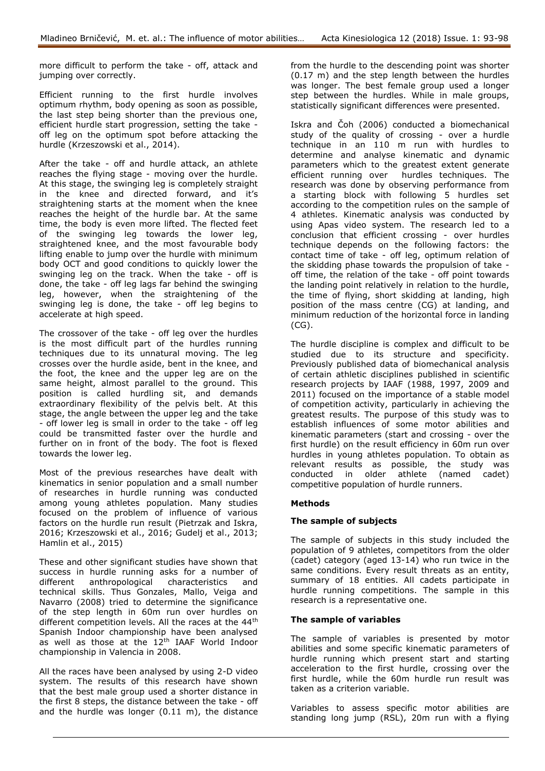more difficult to perform the take - off, attack and jumping over correctly.

Efficient running to the first hurdle involves optimum rhythm, body opening as soon as possible, the last step being shorter than the previous one, efficient hurdle start progression, setting the take - off leg on the optimum spot before attacking the hurdle (Krzeszowski et al., 2014).

After the take - off and hurdle attack, an athlete reaches the flying stage - moving over the hurdle. At this stage, the swinging leg is completely straight in the knee and directed forward, and it's straightening starts at the moment when the knee reaches the height of the hurdle bar. At the same time, the body is even more lifted. The flected feet of the swinging leg towards the lower leg, straightened knee, and the most favourable body lifting enable to jump over the hurdle with minimum body OCT and good conditions to quickly lower the swinging leg on the track. When the take - off is done, the take - off leg lags far behind the swinging leg, however, when the straightening of the swinging leg is done, the take - off leg begins to accelerate at high speed.

The crossover of the take - off leg over the hurdles is the most difficult part of the hurdles running techniques due to its unnatural moving. The leg crosses over the hurdle aside, bent in the knee, and the foot, the knee and the upper leg are on the same height, almost parallel to the ground. This position is called hurdling sit, and demands extraordinary flexibility of the pelvis belt. At this stage, the angle between the upper leg and the take - off lower leg is small in order to the take - off leg could be transmitted faster over the hurdle and further on in front of the body. The foot is flexed towards the lower leg.

Most of the previous researches have dealt with kinematics in senior population and a small number of researches in hurdle running was conducted among young athletes population. Many studies focused on the problem of influence of various factors on the hurdle run result (Pietrzak and Iskra, 2016; Krzeszowski et al., 2016; Gudelj et al., 2013; Hamlin et al., 2015)

These and other significant studies have shown that success in hurdle running asks for a number of different anthropological characteristics and technical skills. Thus Gonzales, Mallo, Veiga and Navarro (2008) tried to determine the significance of the step length in 60m run over hurdles on different competition levels. All the races at the 44[th] Spanish Indoor championship have been analysed as well as those at the 12[th] IAAF World Indoor championship in Valencia in 2008.

All the races have been analysed by using 2-D video system. The results of this research have shown that the best male group used a shorter distance in the first 8 steps, the distance between the take - off and the hurdle was longer (0.11 m), the distance from the hurdle to the descending point was shorter (0.17 m) and the step length between the hurdles was longer. The best female group used a longer step between the hurdles. While in male groups, statistically significant differences were presented.

Iskra and Čoh (2006) conducted a biomechanical study of the quality of crossing - over a hurdle technique in an 110 m run with hurdles to determine and analyse kinematic and dynamic parameters which to the greatest extent generate efficient running over hurdles techniques. The research was done by observing performance from a starting block with following 5 hurdles set according to the competition rules on the sample of 4 athletes. Kinematic analysis was conducted by using Apas video system. The research led to a conclusion that efficient crossing - over hurdles technique depends on the following factors: the contact time of take - off leg, optimum relation of the skidding phase towards the propulsion of take - off time, the relation of the take - off point towards the landing point relatively in relation to the hurdle, the time of flying, short skidding at landing, high position of the mass centre (CG) at landing, and minimum reduction of the horizontal force in landing (CG).

The hurdle discipline is complex and difficult to be studied due to its structure and specificity. Previously published data of biomechanical analysis of certain athletic disciplines published in scientific research projects by IAAF (1988, 1997, 2009 and 2011) focused on the importance of a stable model of competition activity, particularly in achieving the greatest results. The purpose of this study was to establish influences of some motor abilities and kinematic parameters (start and crossing - over the first hurdle) on the result efficiency in 60m run over hurdles in young athletes population. To obtain as relevant results as possible, the study was conducted in older athlete (named cadet) competitive population of hurdle runners.

## Methods

### The sample of subjects

The sample of subjects in this study included the population of 9 athletes, competitors from the older (cadet) category (aged 13-14) who run twice in the same conditions. Every result threats as an entity, summary of 18 entities. All cadets participate in hurdle running competitions. The sample in this research is a representative one.

### The sample of variables

The sample of variables is presented by motor abilities and some specific kinematic parameters of hurdle running which present start and starting acceleration to the first hurdle, crossing over the first hurdle, while the 60m hurdle run result was taken as a criterion variable.

Variables to assess specific motor abilities are standing long jump (RSL), 20m run with a flying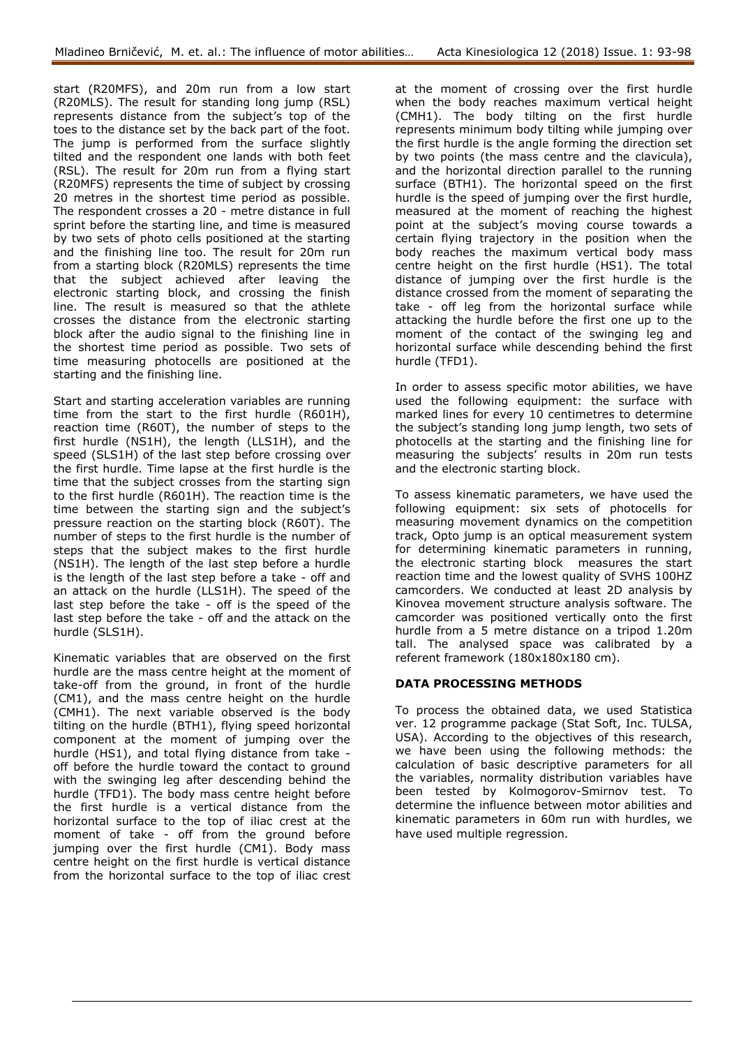start (R20MFS), and 20m run from a low start (R20MLS). The result for standing long jump (RSL) represents distance from the subject's top of the toes to the distance set by the back part of the foot. The jump is performed from the surface slightly tilted and the respondent one lands with both feet (RSL). The result for 20m run from a flying start (R20MFS) represents the time of subject by crossing 20 metres in the shortest time period as possible. The respondent crosses a 20 - metre distance in full sprint before the starting line, and time is measured by two sets of photo cells positioned at the starting and the finishing line too. The result for 20m run from a starting block (R20MLS) represents the time that the subject achieved after leaving the electronic starting block, and crossing the finish line. The result is measured so that the athlete crosses the distance from the electronic starting block after the audio signal to the finishing line in the shortest time period as possible. Two sets of time measuring photocells are positioned at the starting and the finishing line.

Start and starting acceleration variables are running time from the start to the first hurdle (R601H), reaction time (R60T), the number of steps to the first hurdle (NS1H), the length (LLS1H), and the speed (SLS1H) of the last step before crossing over the first hurdle. Time lapse at the first hurdle is the time that the subject crosses from the starting sign to the first hurdle (R601H). The reaction time is the time between the starting sign and the subject's pressure reaction on the starting block (R60T). The number of steps to the first hurdle is the number of steps that the subject makes to the first hurdle (NS1H). The length of the last step before a hurdle is the length of the last step before a take - off and an attack on the hurdle (LLS1H). The speed of the last step before the take - off is the speed of the last step before the take - off and the attack on the hurdle (SLS1H).

Kinematic variables that are observed on the first hurdle are the mass centre height at the moment of take-off from the ground, in front of the hurdle (CM1), and the mass centre height on the hurdle (CMH1). The next variable observed is the body tilting on the hurdle (BTH1), flying speed horizontal component at the moment of jumping over the hurdle (HS1), and total flying distance from take - off before the hurdle toward the contact to ground with the swinging leg after descending behind the hurdle (TFD1). The body mass centre height before the first hurdle is a vertical distance from the horizontal surface to the top of iliac crest at the moment of take - off from the ground before jumping over the first hurdle (CM1). Body mass centre height on the first hurdle is vertical distance from the horizontal surface to the top of iliac crest at the moment of crossing over the first hurdle when the body reaches maximum vertical height (CMH1). The body tilting on the first hurdle represents minimum body tilting while jumping over the first hurdle is the angle forming the direction set by two points (the mass centre and the clavicula), and the horizontal direction parallel to the running surface (BTH1). The horizontal speed on the first hurdle is the speed of jumping over the first hurdle, measured at the moment of reaching the highest point at the subject's moving course towards a certain flying trajectory in the position when the body reaches the maximum vertical body mass centre height on the first hurdle (HS1). The total distance of jumping over the first hurdle is the distance crossed from the moment of separating the take - off leg from the horizontal surface while attacking the hurdle before the first one up to the moment of the contact of the swinging leg and horizontal surface while descending behind the first hurdle (TFD1).

In order to assess specific motor abilities, we have used the following equipment: the surface with marked lines for every 10 centimetres to determine the subject's standing long jump length, two sets of photocells at the starting and the finishing line for measuring the subjects' results in 20m run tests and the electronic starting block.

To assess kinematic parameters, we have used the following equipment: six sets of photocells for measuring movement dynamics on the competition track, Opto jump is an optical measurement system for determining kinematic parameters in running, the electronic starting block measures the start reaction time and the lowest quality of SVHS 100HZ camcorders. We conducted at least 2D analysis by Kinovea movement structure analysis software. The camcorder was positioned vertically onto the first hurdle from a 5 metre distance on a tripod 1.20m tall. The analysed space was calibrated by a referent framework (180x180x180 cm).

## DATA PROCESSING METHODS

To process the obtained data, we used Statistica ver. 12 programme package (Stat Soft, Inc. TULSA, USA). According to the objectives of this research, we have been using the following methods: the calculation of basic descriptive parameters for all the variables, normality distribution variables have been tested by Kolmogorov-Smirnov test. To determine the influence between motor abilities and kinematic parameters in 60m run with hurdles, we have used multiple regression.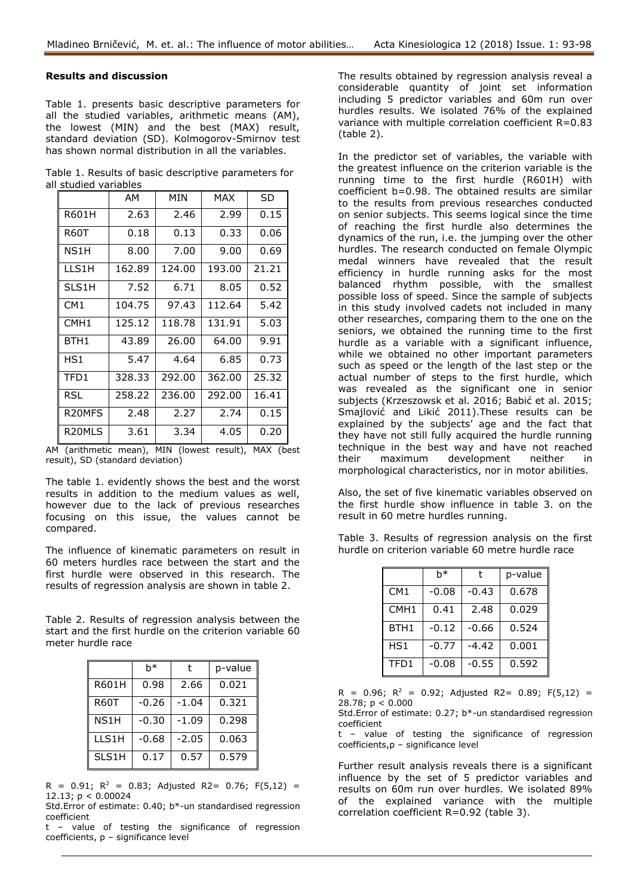## Results and discussion

Table 1. presents basic descriptive parameters for all the studied variables, arithmetic means (AM), the lowest (MIN) and the best (MAX) result, standard deviation (SD). Kolmogorov-Smirnov test has shown normal distribution in all the variables.

Table 1. Results of basic descriptive parameters for all studied variables

| | AM | MIN | MAX | SD |
|---|---|---|---|---|
| R601H | 2.63 | 2.46 | 2.99 | 0.15 |
| R60T | 0.18 | 0.13 | 0.33 | 0.06 |
| NS1H | 8.00 | 7.00 | 9.00 | 0.69 |
| LLS1H | 162.89 | 124.00 | 193.00 | 21.21 |
| SLS1H | 7.52 | 6.71 | 8.05 | 0.52 |
| CM1 | 104.75 | 97.43 | 112.64 | 5.42 |
| CMH1 | 125.12 | 118.78 | 131.91 | 5.03 |
| BTH1 | 43.89 | 26.00 | 64.00 | 9.91 |
| HS1 | 5.47 | 4.64 | 6.85 | 0.73 |
| TFD1 | 328.33 | 292.00 | 362.00 | 25.32 |
| RSL | 258.22 | 236.00 | 292.00 | 16.41 |
| R20MFS | 2.48 | 2.27 | 2.74 | 0.15 |
| R20MLS | 3.61 | 3.34 | 4.05 | 0.20 |

AM (arithmetic mean), MIN (lowest result), MAX (best result), SD (standard deviation)

The table 1. evidently shows the best and the worst results in addition to the medium values as well, however due to the lack of previous researches focusing on this issue, the values cannot be compared.

The influence of kinematic parameters on result in 60 meters hurdles race between the start and the first hurdle were observed in this research. The results of regression analysis are shown in table 2.

Table 2. Results of regression analysis between the start and the first hurdle on the criterion variable 60 meter hurdle race

| | b* | t | p-value |
|---|---|---|---|
| R601H | 0.98 | 2.66 | 0.021 |
| R60T | -0.26 | -1.04 | 0.321 |
| NS1H | -0.30 | -1.09 | 0.298 |
| LLS1H | -0.68 | -2.05 | 0.063 |
| SLS1H | 0.17 | 0.57 | 0.579 |

$R = 0.91$; $R^2 = 0.83$; Adjusted $R2 = 0.76$; $F(5,12) = 12.13$; $p < 0.00024$

Std.Error of estimate: 0.40; b*-un standardised regression coefficient

t – value of testing the significance of regression coefficients, p – significance level

The results obtained by regression analysis reveal a considerable quantity of joint set information including 5 predictor variables and 60m run over hurdles results. We isolated 76% of the explained variance with multiple correlation coefficient R=0.83 (table 2).

In the predictor set of variables, the variable with the greatest influence on the criterion variable is the running time to the first hurdle (R601H) with coefficient b=0.98. The obtained results are similar to the results from previous researches conducted on senior subjects. This seems logical since the time of reaching the first hurdle also determines the dynamics of the run, i.e. the jumping over the other hurdles. The research conducted on female Olympic medal winners have revealed that the result efficiency in hurdle running asks for the most balanced rhythm possible, with the smallest possible loss of speed. Since the sample of subjects in this study involved cadets not included in many other researches, comparing them to the one on the seniors, we obtained the running time to the first hurdle as a variable with a significant influence, while we obtained no other important parameters such as speed or the length of the last step or the actual number of steps to the first hurdle, which was revealed as the significant one in senior subjects (Krzeszowsk et al. 2016; Babić et al. 2015; Smajlović and Likić 2011).These results can be explained by the subjects' age and the fact that they have not still fully acquired the hurdle running technique in the best way and have not reached their maximum development neither in morphological characteristics, nor in motor abilities.

Also, the set of five kinematic variables observed on the first hurdle show influence in table 3. on the result in 60 metre hurdles running.

Table 3. Results of regression analysis on the first hurdle on criterion variable 60 metre hurdle race

| | b* | t | p-value |
|---|---|---|---|
| CM1 | -0.08 | -0.43 | 0.678 |
| CMH1 | 0.41 | 2.48 | 0.029 |
| BTH1 | -0.12 | -0.66 | 0.524 |
| HS1 | -0.77 | -4.42 | 0.001 |
| TFD1 | -0.08 | -0.55 | 0.592 |

$R = 0.96$; $R^2 = 0.92$; Adjusted $R2 = 0.89$; $F(5,12) = 28.78$; $p < 0.000$

Std.Error of estimate: 0.27; b*-un standardised regression coefficient

t – value of testing the significance of regression coefficients,p – significance level

Further result analysis reveals there is a significant influence by the set of 5 predictor variables and results on 60m run over hurdles. We isolated 89% of the explained variance with the multiple correlation coefficient R=0.92 (table 3).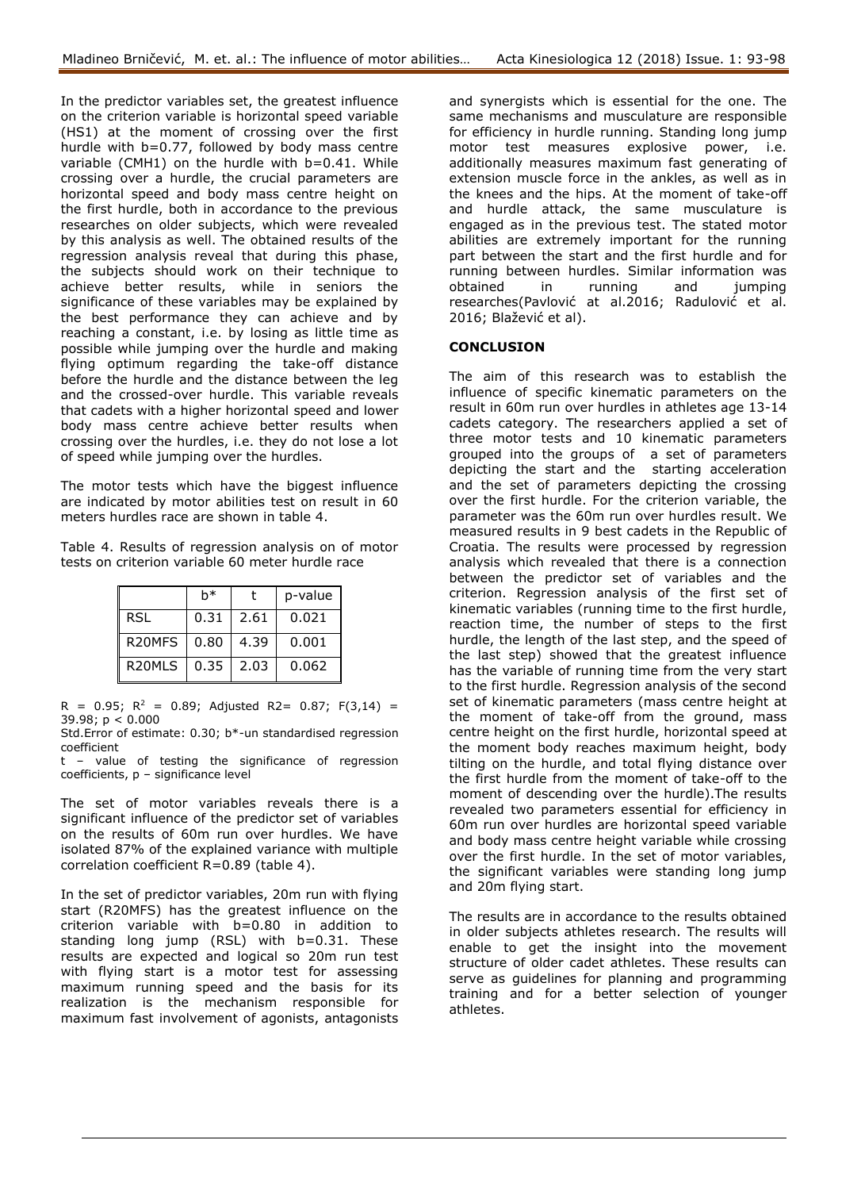In the predictor variables set, the greatest influence on the criterion variable is horizontal speed variable (HS1) at the moment of crossing over the first hurdle with b=0.77, followed by body mass centre variable (CMH1) on the hurdle with b=0.41. While crossing over a hurdle, the crucial parameters are horizontal speed and body mass centre height on the first hurdle, both in accordance to the previous researches on older subjects, which were revealed by this analysis as well. The obtained results of the regression analysis reveal that during this phase, the subjects should work on their technique to achieve better results, while in seniors the significance of these variables may be explained by the best performance they can achieve and by reaching a constant, i.e. by losing as little time as possible while jumping over the hurdle and making flying optimum regarding the take-off distance before the hurdle and the distance between the leg and the crossed-over hurdle. This variable reveals that cadets with a higher horizontal speed and lower body mass centre achieve better results when crossing over the hurdles, i.e. they do not lose a lot of speed while jumping over the hurdles.

The motor tests which have the biggest influence are indicated by motor abilities test on result in 60 meters hurdles race are shown in table 4.

Table 4. Results of regression analysis on of motor tests on criterion variable 60 meter hurdle race

| | b* | t | p-value |
|---|---|---|---|
| RSL | 0.31 | 2.61 | 0.021 |
| R20MFS | 0.80 | 4.39 | 0.001 |
| R20MLS | 0.35 | 2.03 | 0.062 |

$R = 0.95$; $R^2 = 0.89$; Adjusted R2= 0.87; $F(3,14) = 39.98$; $p < 0.000$

Std.Error of estimate: 0.30; b*-un standardised regression coefficient

t – value of testing the significance of regression coefficients, p – significance level

The set of motor variables reveals there is a significant influence of the predictor set of variables on the results of 60m run over hurdles. We have isolated 87% of the explained variance with multiple correlation coefficient R=0.89 (table 4).

In the set of predictor variables, 20m run with flying start (R20MFS) has the greatest influence on the criterion variable with b=0.80 in addition to standing long jump (RSL) with b=0.31. These results are expected and logical so 20m run test with flying start is a motor test for assessing maximum running speed and the basis for its realization is the mechanism responsible for maximum fast involvement of agonists, antagonists and synergists which is essential for the one. The same mechanisms and musculature are responsible for efficiency in hurdle running. Standing long jump motor test measures explosive power, i.e. additionally measures maximum fast generating of extension muscle force in the ankles, as well as in the knees and the hips. At the moment of take-off and hurdle attack, the same musculature is engaged as in the previous test. The stated motor abilities are extremely important for the running part between the start and the first hurdle and for running between hurdles. Similar information was obtained in running and jumping researches(Pavlović at al.2016; Radulović et al. 2016; Blažević et al).

## CONCLUSION

The aim of this research was to establish the influence of specific kinematic parameters on the result in 60m run over hurdles in athletes age 13-14 cadets category. The researchers applied a set of three motor tests and 10 kinematic parameters grouped into the groups of a set of parameters depicting the start and the starting acceleration and the set of parameters depicting the crossing over the first hurdle. For the criterion variable, the parameter was the 60m run over hurdles result. We measured results in 9 best cadets in the Republic of Croatia. The results were processed by regression analysis which revealed that there is a connection between the predictor set of variables and the criterion. Regression analysis of the first set of kinematic variables (running time to the first hurdle, reaction time, the number of steps to the first hurdle, the length of the last step, and the speed of the last step) showed that the greatest influence has the variable of running time from the very start to the first hurdle. Regression analysis of the second set of kinematic parameters (mass centre height at the moment of take-off from the ground, mass centre height on the first hurdle, horizontal speed at the moment body reaches maximum height, body tilting on the hurdle, and total flying distance over the first hurdle from the moment of take-off to the moment of descending over the hurdle).The results revealed two parameters essential for efficiency in 60m run over hurdles are horizontal speed variable and body mass centre height variable while crossing over the first hurdle. In the set of motor variables, the significant variables were standing long jump and 20m flying start.

The results are in accordance to the results obtained in older subjects athletes research. The results will enable to get the insight into the movement structure of older cadet athletes. These results can serve as guidelines for planning and programming training and for a better selection of younger athletes.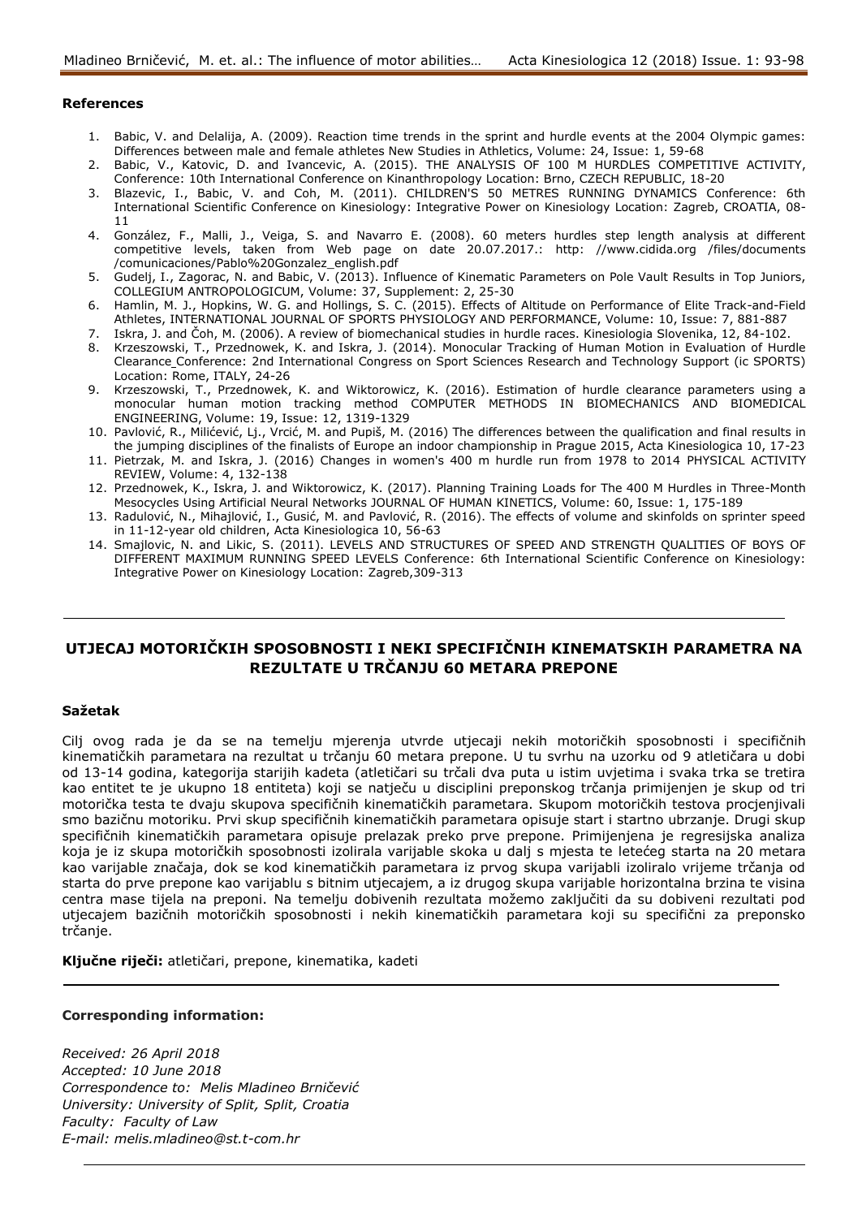## References

1. Babic, V. and Delalija, A. (2009). Reaction time trends in the sprint and hurdle events at the 2004 Olympic games: Differences between male and female athletes New Studies in Athletics, Volume: 24, Issue: 1, 59-68
2. Babic, V., Katovic, D. and Ivancevic, A. (2015). THE ANALYSIS OF 100 M HURDLES COMPETITIVE ACTIVITY, Conference: 10th International Conference on Kinanthropology Location: Brno, CZECH REPUBLIC, 18-20
3. Blazevic, I., Babic, V. and Coh, M. (2011). CHILDREN'S 50 METRES RUNNING DYNAMICS Conference: 6th International Scientific Conference on Kinesiology: Integrative Power on Kinesiology Location: Zagreb, CROATIA, 08-11
4. González, F., Malli, J., Veiga, S. and Navarro E. (2008). 60 meters hurdles step length analysis at different competitive levels, taken from Web page on date 20.07.2017.: http: //www.cidida.org /files/documents /comunicaciones/Pablo%20Gonzalez_english.pdf
5. Gudelj, I., Zagorac, N. and Babic, V. (2013). Influence of Kinematic Parameters on Pole Vault Results in Top Juniors, COLLEGIUM ANTROPOLOGICUM, Volume: 37, Supplement: 2, 25-30
6. Hamlin, M. J., Hopkins, W. G. and Hollings, S. C. (2015). Effects of Altitude on Performance of Elite Track-and-Field Athletes, INTERNATIONAL JOURNAL OF SPORTS PHYSIOLOGY AND PERFORMANCE, Volume: 10, Issue: 7, 881-887
7. Iskra, J. and Čoh, M. (2006). A review of biomechanical studies in hurdle races. Kinesiologia Slovenika, 12, 84-102.
8. Krzeszowski, T., Przednowek, K. and Iskra, J. (2014). Monocular Tracking of Human Motion in Evaluation of Hurdle Clearance_Conference: 2nd International Congress on Sport Sciences Research and Technology Support (ic SPORTS) Location: Rome, ITALY, 24-26
9. Krzeszowski, T., Przednowek, K. and Wiktorowicz, K. (2016). Estimation of hurdle clearance parameters using a monocular human motion tracking method COMPUTER METHODS IN BIOMECHANICS AND BIOMEDICAL ENGINEERING, Volume: 19, Issue: 12, 1319-1329
10. Pavlović, R., Milićević, Lj., Vrcić, M. and Pupiš, M. (2016) The differences between the qualification and final results in the jumping disciplines of the finalists of Europe an indoor championship in Prague 2015, Acta Kinesiologica 10, 17-23
11. Pietrzak, M. and Iskra, J. (2016) Changes in women's 400 m hurdle run from 1978 to 2014 PHYSICAL ACTIVITY REVIEW, Volume: 4, 132-138
12. Przednowek, K., Iskra, J. and Wiktorowicz, K. (2017). Planning Training Loads for The 400 M Hurdles in Three-Month Mesocycles Using Artificial Neural Networks JOURNAL OF HUMAN KINETICS, Volume: 60, Issue: 1, 175-189
13. Radulović, N., Mihajlović, I., Gusić, M. and Pavlović, R. (2016). The effects of volume and skinfolds on sprinter speed in 11-12-year old children, Acta Kinesiologica 10, 56-63
14. Smajlovic, N. and Likic, S. (2011). LEVELS AND STRUCTURES OF SPEED AND STRENGTH QUALITIES OF BOYS OF DIFFERENT MAXIMUM RUNNING SPEED LEVELS Conference: 6th International Scientific Conference on Kinesiology: Integrative Power on Kinesiology Location: Zagreb,309-313

---

## UTJECAJ MOTORIČKIH SPOSOBNOSTI I NEKI SPECIFIČNIH KINEMATSKIH PARAMETRA NA REZULTATE U TRČANJU 60 METARA PREPONE

### Sažetak

Cilj ovog rada je da se na temelju mjerenja utvrde utjecaji nekih motoričkih sposobnosti i specifičnih kinematičkih parametara na rezultat u trčanju 60 metara prepone. U tu svrhu na uzorku od 9 atletičara u dobi od 13-14 godina, kategorija starijih kadeta (atletičari su trčali dva puta u istim uvjetima i svaka trka se tretira kao entitet te je ukupno 18 entiteta) koji se natječu u disciplini preponskog trčanja primijenjen je skup od tri motorička testa te dvaju skupova specifičnih kinematičkih parametara. Skupom motoričkih testova procjenjivali smo bazičnu motoriku. Prvi skup specifičnih kinematičkih parametara opisuje start i startno ubrzanje. Drugi skup specifičnih kinematičkih parametara opisuje prelazak preko prve prepone. Primijenjena je regresijska analiza koja je iz skupa motoričkih sposobnosti izolirala varijable skoka u dalj s mjesta te letećeg starta na 20 metara kao varijable značaja, dok se kod kinematičkih parametara iz prvog skupa varijabli izoliralo vrijeme trčanja od starta do prve prepone kao varijablu s bitnim utjecajem, a iz drugog skupa varijable horizontalna brzina te visina centra mase tijela na preponi. Na temelju dobivenih rezultata možemo zaključiti da su dobiveni rezultati pod utjecajem bazičnih motoričkih sposobnosti i nekih kinematičkih parametara koji su specifični za preponsko trčanje.

**Ključne riječi:** atletičari, prepone, kinematika, kadeti

---

**Corresponding information:**

*Received: 26 April 2018*
*Accepted: 10 June 2018*
*Correspondence to: Melis Mladineo Brničević*
*University: University of Split, Split, Croatia*
*Faculty: Faculty of Law*
*E-mail: melis.mladineo@st.t-com.hr*